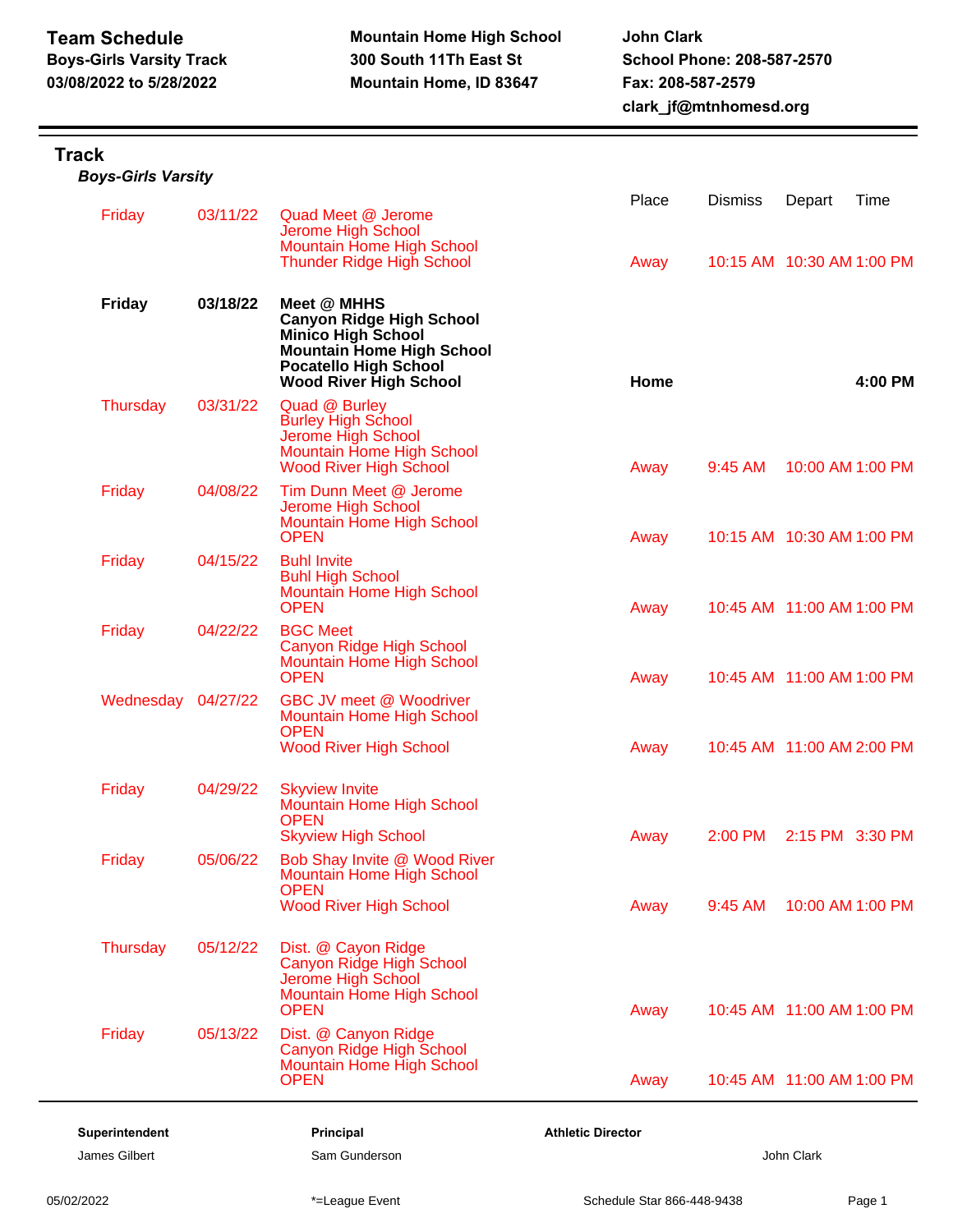**Team Schedule**
**Boys-Girls Varsity Track**
**03/08/2022 to 5/28/2022**

**Mountain Home High School**
**300 South 11Th East St**
**Mountain Home, ID 83647**

**John Clark**
**School Phone: 208-587-2570**
**Fax: 208-587-2579**
**clark_jf@mtnhomesd.org**

## Track

### *Boys-Girls Varsity*

| Day | Date | Event | Place | Dismiss | Depart | Time |
|---|---|---|---|---|---|---|
| Friday | 03/11/22 | Quad Meet @ Jerome<br>Jerome High School<br>Mountain Home High School<br>Thunder Ridge High School | Away | 10:15 AM | 10:30 AM | 1:00 PM |
| **Friday** | **03/18/22** | **Meet @ MHHS**<br>**Canyon Ridge High School**<br>**Minico High School**<br>**Mountain Home High School**<br>**Pocatello High School**<br>**Wood River High School** | **Home** | | | **4:00 PM** |
| Thursday | 03/31/22 | Quad @ Burley<br>Burley High School<br>Jerome High School<br>Mountain Home High School<br>Wood River High School | Away | 9:45 AM | 10:00 AM | 1:00 PM |
| Friday | 04/08/22 | Tim Dunn Meet @ Jerome<br>Jerome High School<br>Mountain Home High School<br>OPEN | Away | 10:15 AM | 10:30 AM | 1:00 PM |
| Friday | 04/15/22 | Buhl Invite<br>Buhl High School<br>Mountain Home High School<br>OPEN | Away | 10:45 AM | 11:00 AM | 1:00 PM |
| Friday | 04/22/22 | BGC Meet<br>Canyon Ridge High School<br>Mountain Home High School<br>OPEN | Away | 10:45 AM | 11:00 AM | 1:00 PM |
| Wednesday | 04/27/22 | GBC JV meet @ Woodriver<br>Mountain Home High School<br>OPEN<br>Wood River High School | Away | 10:45 AM | 11:00 AM | 2:00 PM |
| Friday | 04/29/22 | Skyview Invite<br>Mountain Home High School<br>OPEN<br>Skyview High School | Away | 2:00 PM | 2:15 PM | 3:30 PM |
| Friday | 05/06/22 | Bob Shay Invite @ Wood River<br>Mountain Home High School<br>OPEN<br>Wood River High School | Away | 9:45 AM | 10:00 AM | 1:00 PM |
| Thursday | 05/12/22 | Dist. @ Cayon Ridge<br>Canyon Ridge High School<br>Jerome High School<br>Mountain Home High School<br>OPEN | Away | 10:45 AM | 11:00 AM | 1:00 PM |
| Friday | 05/13/22 | Dist. @ Canyon Ridge<br>Canyon Ridge High School<br>Mountain Home High School<br>OPEN | Away | 10:45 AM | 11:00 AM | 1:00 PM |

| Superintendent | Principal | Athletic Director |
|---|---|---|
| James Gilbert | Sam Gunderson | John Clark |

05/02/2022 *=League Event Schedule Star 866-448-9438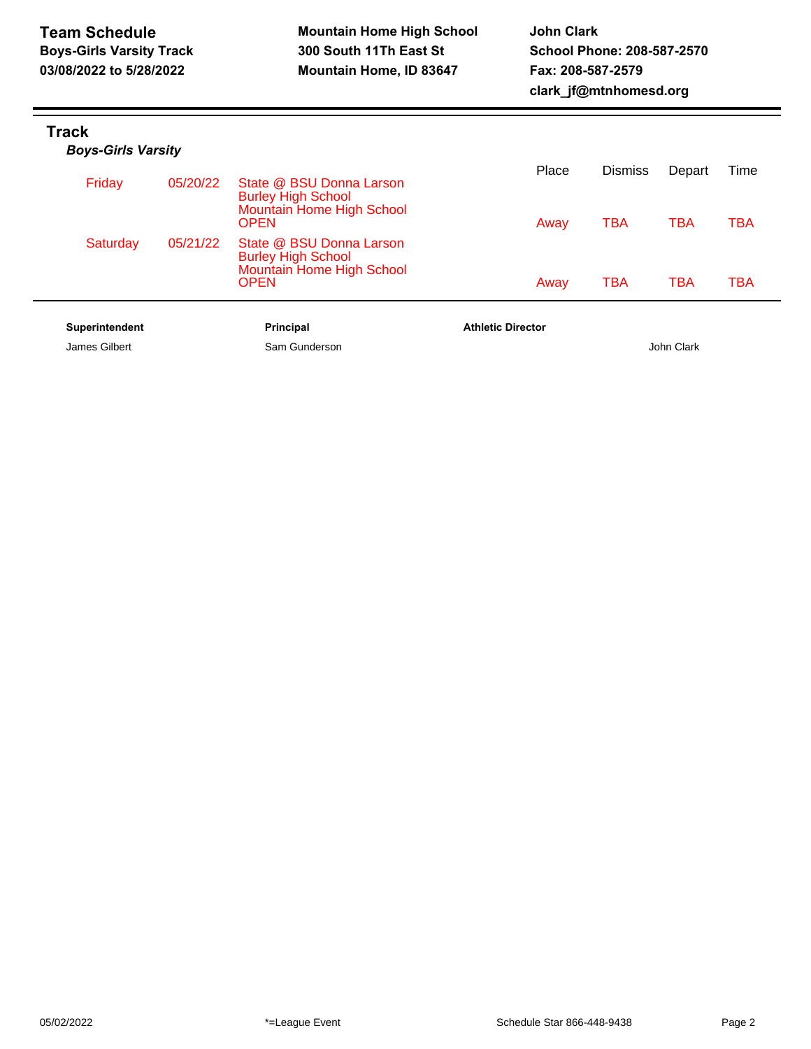**Team Schedule**
**Boys-Girls Varsity Track**
**03/08/2022 to 5/28/2022**

**Mountain Home High School**
**300 South 11Th East St**
**Mountain Home, ID 83647**

**John Clark**
**School Phone: 208-587-2570**
**Fax: 208-587-2579**
**clark_jf@mtnhomesd.org**

## Track

### *Boys-Girls Varsity*

| | | | Place | Dismiss | Depart | Time |
|---|---|---|---|---|---|---|
| Friday | 05/20/22 | State @ BSU Donna Larson<br>Burley High School<br>Mountain Home High School<br>OPEN | Away | TBA | TBA | TBA |
| Saturday | 05/21/22 | State @ BSU Donna Larson<br>Burley High School<br>Mountain Home High School<br>OPEN | Away | TBA | TBA | TBA |

| Superintendent | Principal | Athletic Director |
|---|---|---|
| James Gilbert | Sam Gunderson | John Clark |

05/02/2022

*=League Event

Schedule Star 866-448-9438